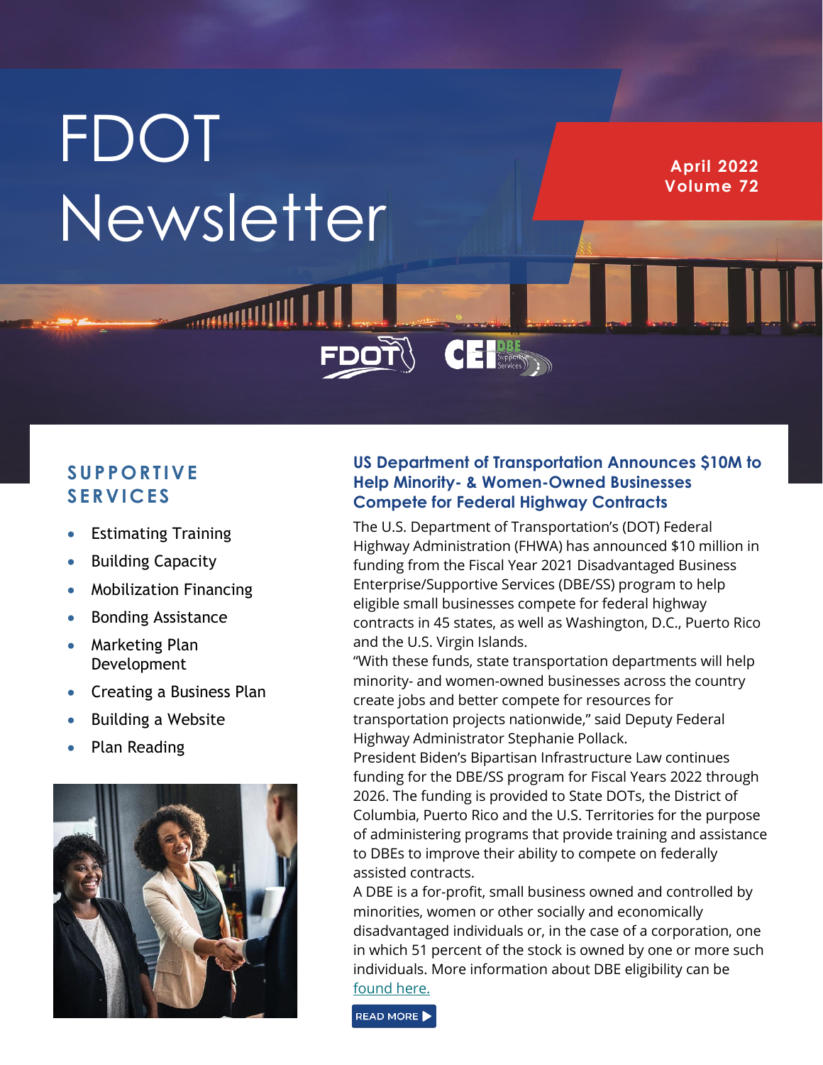# FDOT Newsletter

**April 2022**
**Volume 72**

## SUPPORTIVE SERVICES

- Estimating Training
- Building Capacity
- Mobilization Financing
- Bonding Assistance
- Marketing Plan Development
- Creating a Business Plan
- Building a Website
- Plan Reading

## US Department of Transportation Announces $10M to Help Minority- & Women-Owned Businesses Compete for Federal Highway Contracts

The U.S. Department of Transportation's (DOT) Federal Highway Administration (FHWA) has announced $10 million in funding from the Fiscal Year 2021 Disadvantaged Business Enterprise/Supportive Services (DBE/SS) program to help eligible small businesses compete for federal highway contracts in 45 states, as well as Washington, D.C., Puerto Rico and the U.S. Virgin Islands.

"With these funds, state transportation departments will help minority- and women-owned businesses across the country create jobs and better compete for resources for transportation projects nationwide," said Deputy Federal Highway Administrator Stephanie Pollack.

President Biden's Bipartisan Infrastructure Law continues funding for the DBE/SS program for Fiscal Years 2022 through 2026. The funding is provided to State DOTs, the District of Columbia, Puerto Rico and the U.S. Territories for the purpose of administering programs that provide training and assistance to DBEs to improve their ability to compete on federally assisted contracts.

A DBE is a for-profit, small business owned and controlled by minorities, women or other socially and economically disadvantaged individuals or, in the case of a corporation, one in which 51 percent of the stock is owned by one or more such individuals. More information about DBE eligibility can be found here.

READ MORE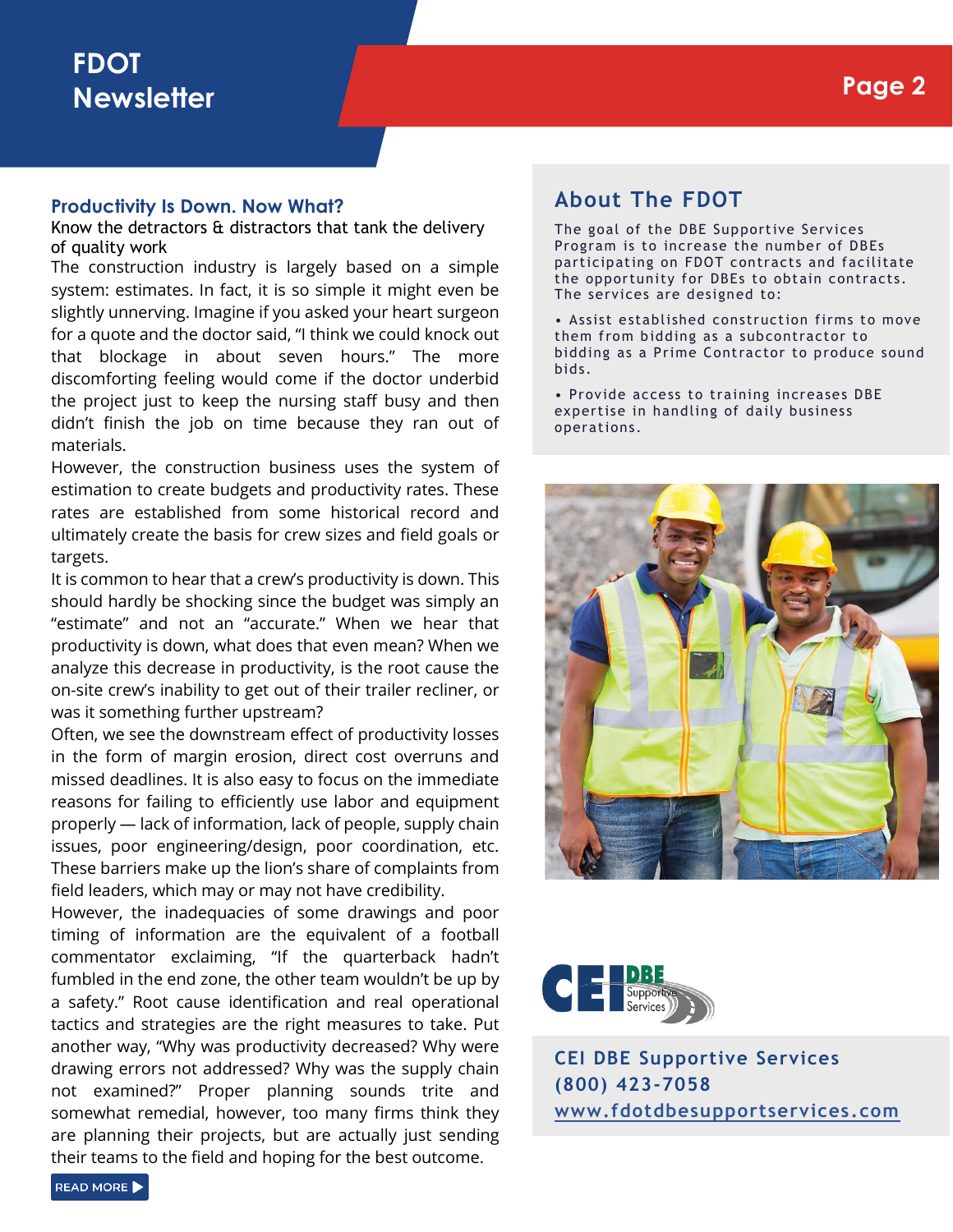## Productivity Is Down. Now What?

Know the detractors & distractors that tank the delivery of quality work

The construction industry is largely based on a simple system: estimates. In fact, it is so simple it might even be slightly unnerving. Imagine if you asked your heart surgeon for a quote and the doctor said, "I think we could knock out that blockage in about seven hours." The more discomforting feeling would come if the doctor underbid the project just to keep the nursing staff busy and then didn't finish the job on time because they ran out of materials.

However, the construction business uses the system of estimation to create budgets and productivity rates. These rates are established from some historical record and ultimately create the basis for crew sizes and field goals or targets.

It is common to hear that a crew's productivity is down. This should hardly be shocking since the budget was simply an "estimate" and not an "accurate." When we hear that productivity is down, what does that even mean? When we analyze this decrease in productivity, is the root cause the on-site crew's inability to get out of their trailer recliner, or was it something further upstream?

Often, we see the downstream effect of productivity losses in the form of margin erosion, direct cost overruns and missed deadlines. It is also easy to focus on the immediate reasons for failing to efficiently use labor and equipment properly — lack of information, lack of people, supply chain issues, poor engineering/design, poor coordination, etc. These barriers make up the lion's share of complaints from field leaders, which may or may not have credibility.

However, the inadequacies of some drawings and poor timing of information are the equivalent of a football commentator exclaiming, "If the quarterback hadn't fumbled in the end zone, the other team wouldn't be up by a safety." Root cause identification and real operational tactics and strategies are the right measures to take. Put another way, "Why was productivity decreased? Why were drawing errors not addressed? Why was the supply chain not examined?" Proper planning sounds trite and somewhat remedial, however, too many firms think they are planning their projects, but are actually just sending their teams to the field and hoping for the best outcome.

READ MORE ▶

## About The FDOT

The goal of the DBE Supportive Services Program is to increase the number of DBEs participating on FDOT contracts and facilitate the opportunity for DBEs to obtain contracts. The services are designed to:

- Assist established construction firms to move them from bidding as a subcontractor to bidding as a Prime Contractor to produce sound bids.
- Provide access to training increases DBE expertise in handling of daily business operations.

CEI DBE Supportive Services

**CEI DBE Supportive Services**
**(800) 423-7058**
**www.fdotdbesupportservices.com**